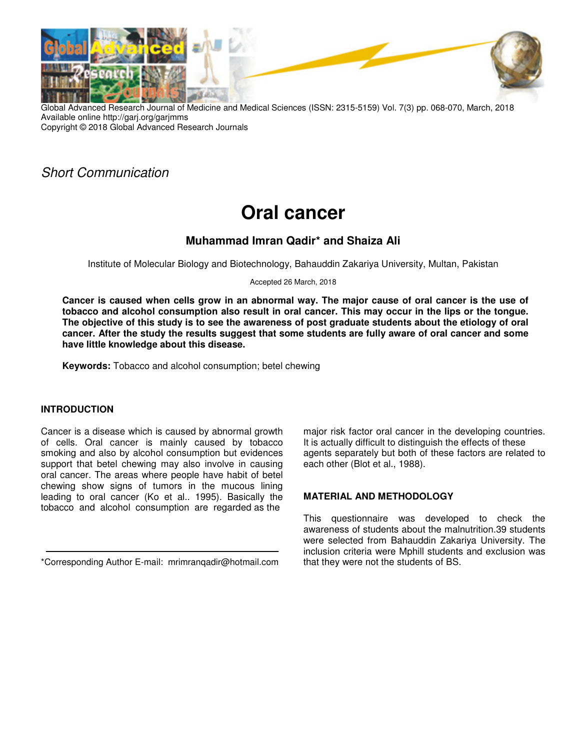*Short Communication*

# Oral cancer

**Muhammad Imran Qadir\* and Shaiza Ali**

Institute of Molecular Biology and Biotechnology, Bahauddin Zakariya University, Multan, Pakistan

Accepted 26 March, 2018

**Cancer is caused when cells grow in an abnormal way. The major cause of oral cancer is the use of tobacco and alcohol consumption also result in oral cancer. This may occur in the lips or the tongue. The objective of this study is to see the awareness of post graduate students about the etiology of oral cancer. After the study the results suggest that some students are fully aware of oral cancer and some have little knowledge about this disease.**

**Keywords:** Tobacco and alcohol consumption; betel chewing

## INTRODUCTION

Cancer is a disease which is caused by abnormal growth of cells. Oral cancer is mainly caused by tobacco smoking and also by alcohol consumption but evidences support that betel chewing may also involve in causing oral cancer. The areas where people have habit of betel chewing show signs of tumors in the mucous lining leading to oral cancer (Ko et al.. 1995). Basically the tobacco and alcohol consumption are regarded as the major risk factor oral cancer in the developing countries. It is actually difficult to distinguish the effects of these agents separately but both of these factors are related to each other (Blot et al., 1988).

## MATERIAL AND METHODOLOGY

This questionnaire was developed to check the awareness of students about the malnutrition.39 students were selected from Bahauddin Zakariya University. The inclusion criteria were Mphill students and exclusion was that they were not the students of BS.

\*Corresponding Author E-mail: mrimranqadir@hotmail.com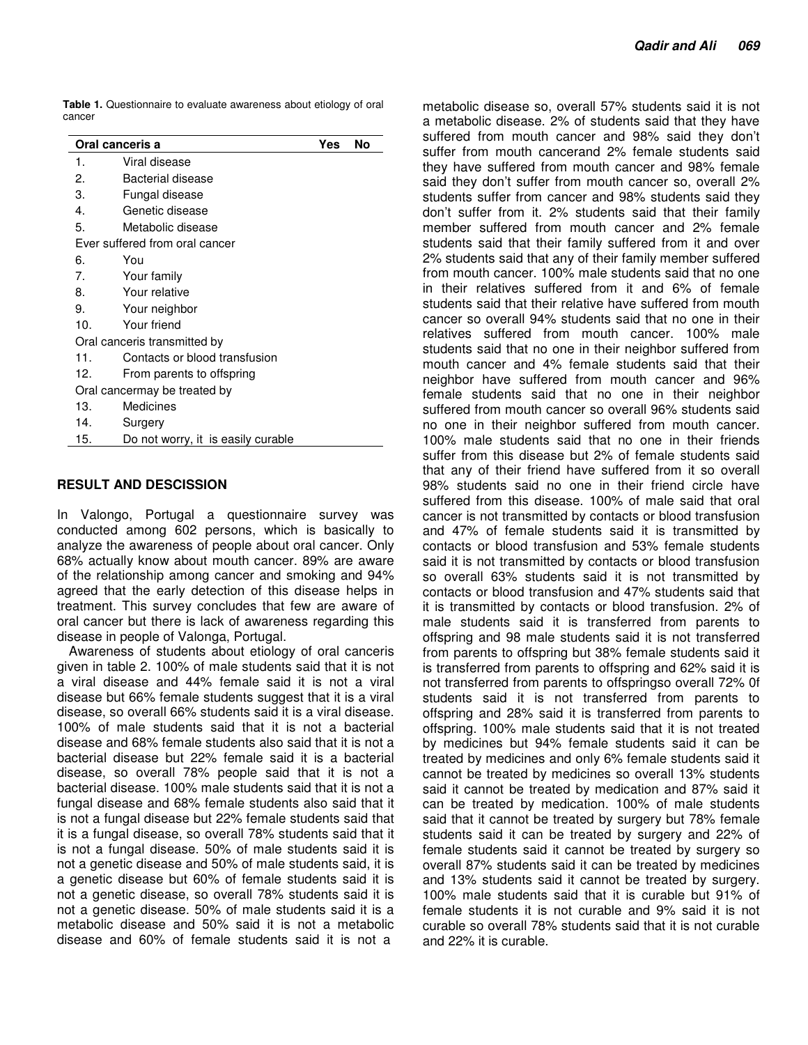**Table 1.** Questionnaire to evaluate awareness about etiology of oral cancer

| Oral canceris a | | Yes | No |
|---|---|---|---|
| 1. | Viral disease | | |
| 2. | Bacterial disease | | |
| 3. | Fungal disease | | |
| 4. | Genetic disease | | |
| 5. | Metabolic disease | | |
| Ever suffered from oral cancer | | | |
| 6. | You | | |
| 7. | Your family | | |
| 8. | Your relative | | |
| 9. | Your neighbor | | |
| 10. | Your friend | | |
| Oral canceris transmitted by | | | |
| 11. | Contacts or blood transfusion | | |
| 12. | From parents to offspring | | |
| Oral cancermay be treated by | | | |
| 13. | Medicines | | |
| 14. | Surgery | | |
| 15. | Do not worry, it is easily curable | | |

## RESULT AND DESCISSION

In Valongo, Portugal a questionnaire survey was conducted among 602 persons, which is basically to analyze the awareness of people about oral cancer. Only 68% actually know about mouth cancer. 89% are aware of the relationship among cancer and smoking and 94% agreed that the early detection of this disease helps in treatment. This survey concludes that few are aware of oral cancer but there is lack of awareness regarding this disease in people of Valonga, Portugal.

Awareness of students about etiology of oral canceris given in table 2. 100% of male students said that it is not a viral disease and 44% female said it is not a viral disease but 66% female students suggest that it is a viral disease, so overall 66% students said it is a viral disease. 100% of male students said that it is not a bacterial disease and 68% female students also said that it is not a bacterial disease but 22% female said it is a bacterial disease, so overall 78% people said that it is not a bacterial disease. 100% male students said that it is not a fungal disease and 68% female students also said that it is not a fungal disease but 22% female students said that it is a fungal disease, so overall 78% students said that it is not a fungal disease. 50% of male students said it is not a genetic disease and 50% of male students said, it is a genetic disease but 60% of female students said it is not a genetic disease, so overall 78% students said it is not a genetic disease. 50% of male students said it is a metabolic disease and 50% said it is not a metabolic disease and 60% of female students said it is not a metabolic disease so, overall 57% students said it is not a metabolic disease. 2% of students said that they have suffered from mouth cancer and 98% said they don't suffer from mouth cancerand 2% female students said they have suffered from mouth cancer and 98% female said they don't suffer from mouth cancer so, overall 2% students suffer from cancer and 98% students said they don't suffer from it. 2% students said that their family member suffered from mouth cancer and 2% female students said that their family suffered from it and over 2% students said that any of their family member suffered from mouth cancer. 100% male students said that no one in their relatives suffered from it and 6% of female students said that their relative have suffered from mouth cancer so overall 94% students said that no one in their relatives suffered from mouth cancer. 100% male students said that no one in their neighbor suffered from mouth cancer and 4% female students said that their neighbor have suffered from mouth cancer and 96% female students said that no one in their neighbor suffered from mouth cancer so overall 96% students said no one in their neighbor suffered from mouth cancer. 100% male students said that no one in their friends suffer from this disease but 2% of female students said that any of their friend have suffered from it so overall 98% students said no one in their friend circle have suffered from this disease. 100% of male said that oral cancer is not transmitted by contacts or blood transfusion and 47% of female students said it is transmitted by contacts or blood transfusion and 53% female students said it is not transmitted by contacts or blood transfusion so overall 63% students said it is not transmitted by contacts or blood transfusion and 47% students said that it is transmitted by contacts or blood transfusion. 2% of male students said it is transferred from parents to offspring and 98 male students said it is not transferred from parents to offspring but 38% female students said it is transferred from parents to offspring and 62% said it is not transferred from parents to offspringso overall 72% 0f students said it is not transferred from parents to offspring and 28% said it is transferred from parents to offspring. 100% male students said that it is not treated by medicines but 94% female students said it can be treated by medicines and only 6% female students said it cannot be treated by medicines so overall 13% students said it cannot be treated by medication and 87% said it can be treated by medication. 100% of male students said that it cannot be treated by surgery but 78% female students said it can be treated by surgery and 22% of female students said it cannot be treated by surgery so overall 87% students said it can be treated by medicines and 13% students said it cannot be treated by surgery. 100% male students said that it is curable but 91% of female students it is not curable and 9% said it is not curable so overall 78% students said that it is not curable and 22% it is curable.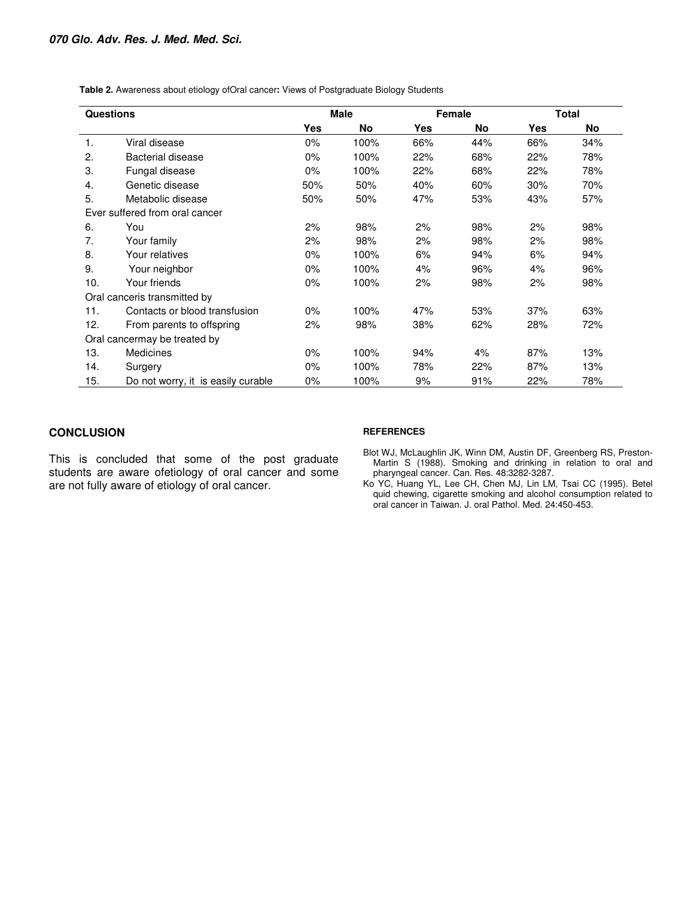**Table 2.** Awareness about etiology ofOral cancer**:** Views of Postgraduate Biology Students

| Questions | | Male | | Female | | Total | |
|---|---|---|---|---|---|---|---|
| | | Yes | No | Yes | No | Yes | No |
| 1. | Viral disease | 0% | 100% | 66% | 44% | 66% | 34% |
| 2. | Bacterial disease | 0% | 100% | 22% | 68% | 22% | 78% |
| 3. | Fungal disease | 0% | 100% | 22% | 68% | 22% | 78% |
| 4. | Genetic disease | 50% | 50% | 40% | 60% | 30% | 70% |
| 5. | Metabolic disease | 50% | 50% | 47% | 53% | 43% | 57% |
| Ever suffered from oral cancer | | | | | | | |
| 6. | You | 2% | 98% | 2% | 98% | 2% | 98% |
| 7. | Your family | 2% | 98% | 2% | 98% | 2% | 98% |
| 8. | Your relatives | 0% | 100% | 6% | 94% | 6% | 94% |
| 9. | Your neighbor | 0% | 100% | 4% | 96% | 4% | 96% |
| 10. | Your friends | 0% | 100% | 2% | 98% | 2% | 98% |
| Oral canceris transmitted by | | | | | | | |
| 11. | Contacts or blood transfusion | 0% | 100% | 47% | 53% | 37% | 63% |
| 12. | From parents to offspring | 2% | 98% | 38% | 62% | 28% | 72% |
| Oral cancermay be treated by | | | | | | | |
| 13. | Medicines | 0% | 100% | 94% | 4% | 87% | 13% |
| 14. | Surgery | 0% | 100% | 78% | 22% | 87% | 13% |
| 15. | Do not worry, it is easily curable | 0% | 100% | 9% | 91% | 22% | 78% |

## CONCLUSION

This is concluded that some of the post graduate students are aware ofetiology of oral cancer and some are not fully aware of etiology of oral cancer.

## REFERENCES

Blot WJ, McLaughlin JK, Winn DM, Austin DF, Greenberg RS, Preston-Martin S (1988). Smoking and drinking in relation to oral and pharyngeal cancer. Can. Res. 48:3282-3287.

Ko YC, Huang YL, Lee CH, Chen MJ, Lin LM, Tsai CC (1995). Betel quid chewing, cigarette smoking and alcohol consumption related to oral cancer in Taiwan. J. oral Pathol. Med. 24:450-453.